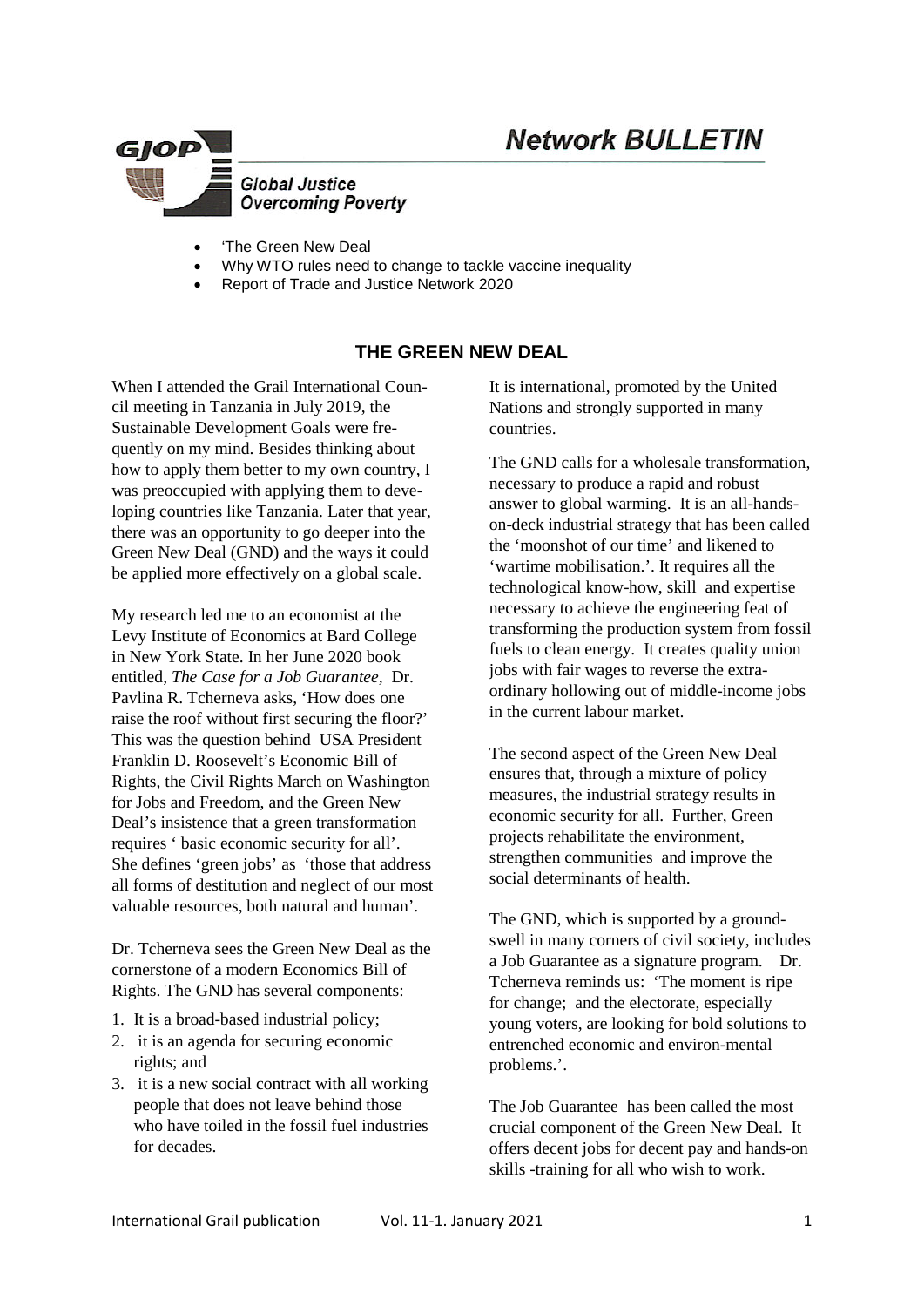GJOP — Global Justice Overcoming Poverty

# Network BULLETIN

- 'The Green New Deal
- Why WTO rules need to change to tackle vaccine inequality
- Report of Trade and Justice Network 2020

## THE GREEN NEW DEAL

When I attended the Grail International Council meeting in Tanzania in July 2019, the Sustainable Development Goals were frequently on my mind. Besides thinking about how to apply them better to my own country, I was preoccupied with applying them to developing countries like Tanzania. Later that year, there was an opportunity to go deeper into the Green New Deal (GND) and the ways it could be applied more effectively on a global scale.

My research led me to an economist at the Levy Institute of Economics at Bard College in New York State. In her June 2020 book entitled, *The Case for a Job Guarantee*, Dr. Pavlina R. Tcherneva asks, 'How does one raise the roof without first securing the floor?' This was the question behind USA President Franklin D. Roosevelt's Economic Bill of Rights, the Civil Rights March on Washington for Jobs and Freedom, and the Green New Deal's insistence that a green transformation requires ' basic economic security for all'. She defines 'green jobs' as 'those that address all forms of destitution and neglect of our most valuable resources, both natural and human'.

Dr. Tcherneva sees the Green New Deal as the cornerstone of a modern Economics Bill of Rights. The GND has several components:

1. It is a broad-based industrial policy;
2. it is an agenda for securing economic rights; and
3. it is a new social contract with all working people that does not leave behind those who have toiled in the fossil fuel industries for decades.

It is international, promoted by the United Nations and strongly supported in many countries.

The GND calls for a wholesale transformation, necessary to produce a rapid and robust answer to global warming. It is an all-hands-on-deck industrial strategy that has been called the 'moonshot of our time' and likened to 'wartime mobilisation.'. It requires all the technological know-how, skill and expertise necessary to achieve the engineering feat of transforming the production system from fossil fuels to clean energy. It creates quality union jobs with fair wages to reverse the extra-ordinary hollowing out of middle-income jobs in the current labour market.

The second aspect of the Green New Deal ensures that, through a mixture of policy measures, the industrial strategy results in economic security for all. Further, Green projects rehabilitate the environment, strengthen communities and improve the social determinants of health.

The GND, which is supported by a groundswell in many corners of civil society, includes a Job Guarantee as a signature program. Dr. Tcherneva reminds us: 'The moment is ripe for change; and the electorate, especially young voters, are looking for bold solutions to entrenched economic and environ-mental problems.'.

The Job Guarantee has been called the most crucial component of the Green New Deal. It offers decent jobs for decent pay and hands-on skills -training for all who wish to work.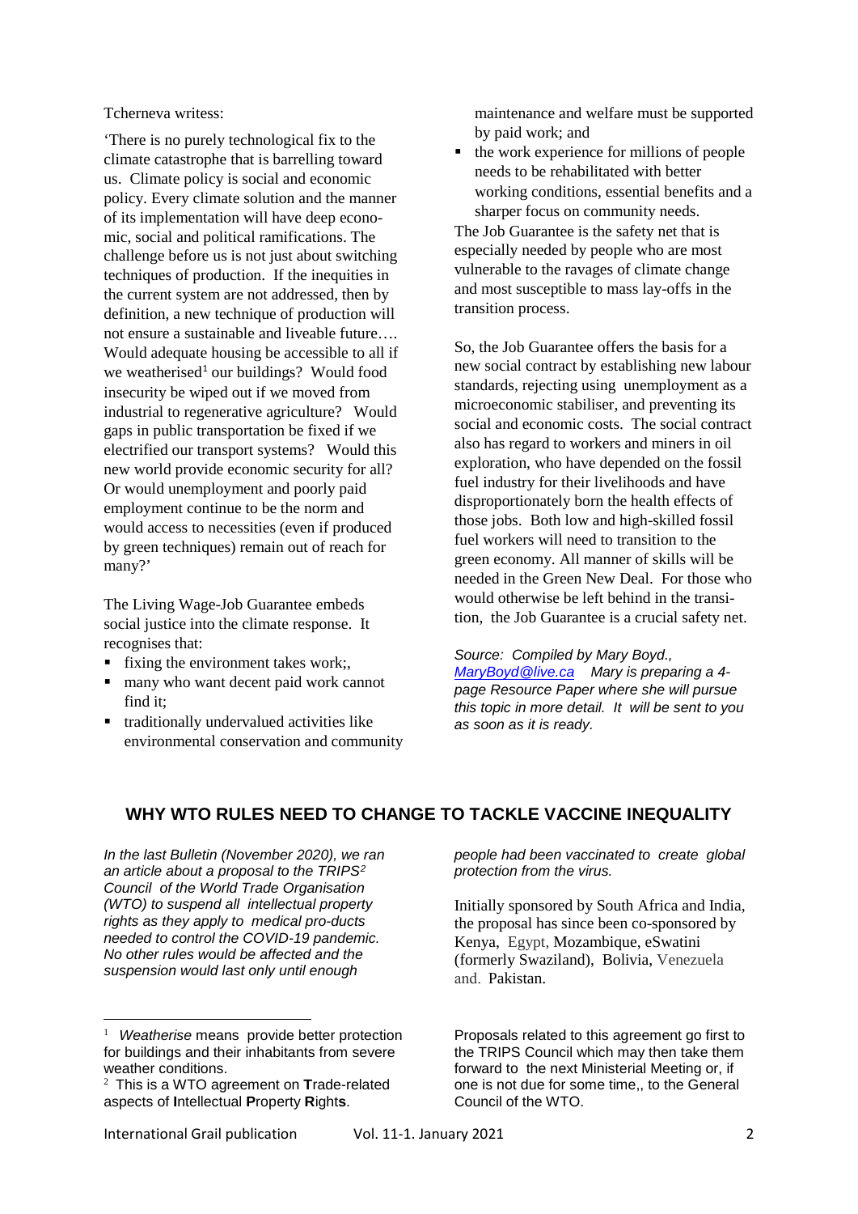Tcherneva writess:

'There is no purely technological fix to the climate catastrophe that is barrelling toward us. Climate policy is social and economic policy. Every climate solution and the manner of its implementation will have deep economic, social and political ramifications. The challenge before us is not just about switching techniques of production. If the inequities in the current system are not addressed, then by definition, a new technique of production will not ensure a sustainable and liveable future…. Would adequate housing be accessible to all if we weatherised[1] our buildings? Would food insecurity be wiped out if we moved from industrial to regenerative agriculture? Would gaps in public transportation be fixed if we electrified our transport systems? Would this new world provide economic security for all? Or would unemployment and poorly paid employment continue to be the norm and would access to necessities (even if produced by green techniques) remain out of reach for many?'

The Living Wage-Job Guarantee embeds social justice into the climate response. It recognises that:

- fixing the environment takes work;,
- many who want decent paid work cannot find it;
- traditionally undervalued activities like environmental conservation and community maintenance and welfare must be supported by paid work; and
- the work experience for millions of people needs to be rehabilitated with better working conditions, essential benefits and a sharper focus on community needs.

The Job Guarantee is the safety net that is especially needed by people who are most vulnerable to the ravages of climate change and most susceptible to mass lay-offs in the transition process.

So, the Job Guarantee offers the basis for a new social contract by establishing new labour standards, rejecting using unemployment as a microeconomic stabiliser, and preventing its social and economic costs. The social contract also has regard to workers and miners in oil exploration, who have depended on the fossil fuel industry for their livelihoods and have disproportionately born the health effects of those jobs. Both low and high-skilled fossil fuel workers will need to transition to the green economy. All manner of skills will be needed in the Green New Deal. For those who would otherwise be left behind in the transition, the Job Guarantee is a crucial safety net.

*Source: Compiled by Mary Boyd., MaryBoyd@live.ca Mary is preparing a 4-page Resource Paper where she will pursue this topic in more detail. It will be sent to you as soon as it is ready.*

## WHY WTO RULES NEED TO CHANGE TO TACKLE VACCINE INEQUALITY

*In the last Bulletin (November 2020), we ran an article about a proposal to the TRIPS[2] Council of the World Trade Organisation (WTO) to suspend all intellectual property rights as they apply to medical pro-ducts needed to control the COVID-19 pandemic. No other rules would be affected and the suspension would last only until enough people had been vaccinated to create global protection from the virus.*

Initially sponsored by South Africa and India, the proposal has since been co-sponsored by Kenya, Egypt, Mozambique, eSwatini (formerly Swaziland), Bolivia, Venezuela and. Pakistan.

Proposals related to this agreement go first to the TRIPS Council which may then take them forward to the next Ministerial Meeting or, if one is not due for some time,, to the General Council of the WTO.

---

[1] *Weatherise* means provide better protection for buildings and their inhabitants from severe weather conditions.

[2] This is a WTO agreement on **T**rade-related aspects of **I**ntellectual **P**roperty **R**ight**s**.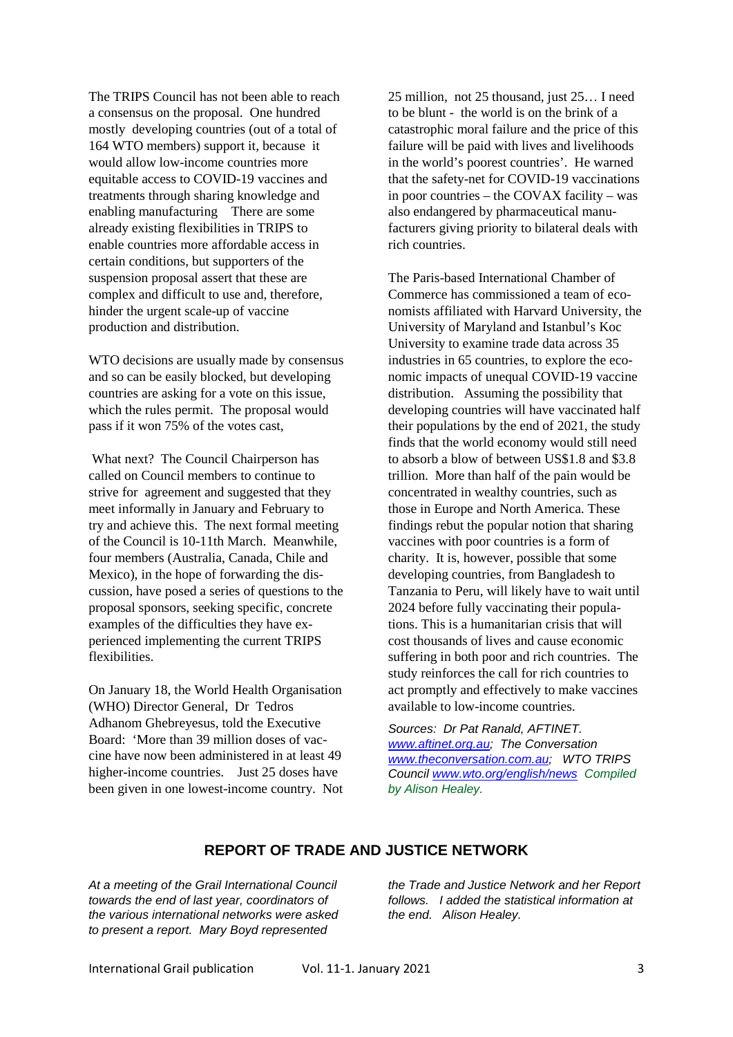The TRIPS Council has not been able to reach a consensus on the proposal. One hundred mostly developing countries (out of a total of 164 WTO members) support it, because it would allow low-income countries more equitable access to COVID-19 vaccines and treatments through sharing knowledge and enabling manufacturing There are some already existing flexibilities in TRIPS to enable countries more affordable access in certain conditions, but supporters of the suspension proposal assert that these are complex and difficult to use and, therefore, hinder the urgent scale-up of vaccine production and distribution.

WTO decisions are usually made by consensus and so can be easily blocked, but developing countries are asking for a vote on this issue, which the rules permit. The proposal would pass if it won 75% of the votes cast,

What next? The Council Chairperson has called on Council members to continue to strive for agreement and suggested that they meet informally in January and February to try and achieve this. The next formal meeting of the Council is 10-11th March. Meanwhile, four members (Australia, Canada, Chile and Mexico), in the hope of forwarding the discussion, have posed a series of questions to the proposal sponsors, seeking specific, concrete examples of the difficulties they have experienced implementing the current TRIPS flexibilities.

On January 18, the World Health Organisation (WHO) Director General, Dr Tedros Adhanom Ghebreyesus, told the Executive Board: 'More than 39 million doses of vaccine have now been administered in at least 49 higher-income countries. Just 25 doses have been given in one lowest-income country. Not 25 million, not 25 thousand, just 25… I need to be blunt - the world is on the brink of a catastrophic moral failure and the price of this failure will be paid with lives and livelihoods in the world's poorest countries'. He warned that the safety-net for COVID-19 vaccinations in poor countries – the COVAX facility – was also endangered by pharmaceutical manufacturers giving priority to bilateral deals with rich countries.

The Paris-based International Chamber of Commerce has commissioned a team of economists affiliated with Harvard University, the University of Maryland and Istanbul's Koc University to examine trade data across 35 industries in 65 countries, to explore the economic impacts of unequal COVID-19 vaccine distribution. Assuming the possibility that developing countries will have vaccinated half their populations by the end of 2021, the study finds that the world economy would still need to absorb a blow of between US$1.8 and $3.8 trillion. More than half of the pain would be concentrated in wealthy countries, such as those in Europe and North America. These findings rebut the popular notion that sharing vaccines with poor countries is a form of charity. It is, however, possible that some developing countries, from Bangladesh to Tanzania to Peru, will likely have to wait until 2024 before fully vaccinating their populations. This is a humanitarian crisis that will cost thousands of lives and cause economic suffering in both poor and rich countries. The study reinforces the call for rich countries to act promptly and effectively to make vaccines available to low-income countries.

*Sources: Dr Pat Ranald, AFTINET. www.aftinet.org.au; The Conversation www.theconversation.com.au; WTO TRIPS Council www.wto.org/english/news Compiled by Alison Healey.*

## REPORT OF TRADE AND JUSTICE NETWORK

*At a meeting of the Grail International Council towards the end of last year, coordinators of the various international networks were asked to present a report. Mary Boyd represented the Trade and Justice Network and her Report follows. I added the statistical information at the end. Alison Healey.*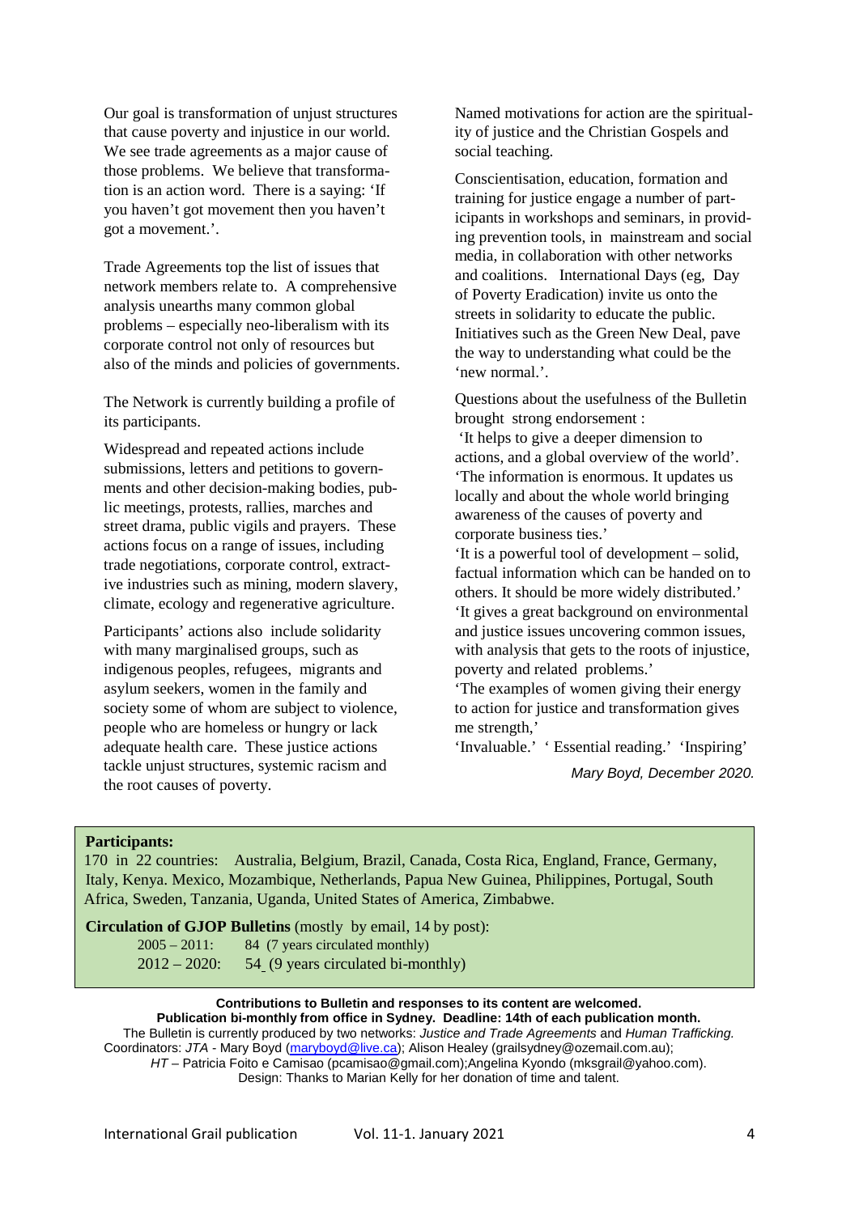Our goal is transformation of unjust structures that cause poverty and injustice in our world. We see trade agreements as a major cause of those problems. We believe that transformation is an action word. There is a saying: 'If you haven't got movement then you haven't got a movement.'.

Trade Agreements top the list of issues that network members relate to. A comprehensive analysis unearths many common global problems – especially neo-liberalism with its corporate control not only of resources but also of the minds and policies of governments.

The Network is currently building a profile of its participants.

Widespread and repeated actions include submissions, letters and petitions to governments and other decision-making bodies, public meetings, protests, rallies, marches and street drama, public vigils and prayers. These actions focus on a range of issues, including trade negotiations, corporate control, extractive industries such as mining, modern slavery, climate, ecology and regenerative agriculture.

Participants' actions also include solidarity with many marginalised groups, such as indigenous peoples, refugees, migrants and asylum seekers, women in the family and society some of whom are subject to violence, people who are homeless or hungry or lack adequate health care. These justice actions tackle unjust structures, systemic racism and the root causes of poverty.

Named motivations for action are the spirituality of justice and the Christian Gospels and social teaching.

Conscientisation, education, formation and training for justice engage a number of participants in workshops and seminars, in providing prevention tools, in mainstream and social media, in collaboration with other networks and coalitions. International Days (eg, Day of Poverty Eradication) invite us onto the streets in solidarity to educate the public. Initiatives such as the Green New Deal, pave the way to understanding what could be the 'new normal.'.

Questions about the usefulness of the Bulletin brought strong endorsement :

'It helps to give a deeper dimension to actions, and a global overview of the world'.
'The information is enormous. It updates us locally and about the whole world bringing awareness of the causes of poverty and corporate business ties.'
'It is a powerful tool of development – solid, factual information which can be handed on to others. It should be more widely distributed.'
'It gives a great background on environmental and justice issues uncovering common issues, with analysis that gets to the roots of injustice, poverty and related problems.'
'The examples of women giving their energy to action for justice and transformation gives me strength,'
'Invaluable.' ' Essential reading.' 'Inspiring'

*Mary Boyd, December 2020.*

**Participants:**
170 in 22 countries: Australia, Belgium, Brazil, Canada, Costa Rica, England, France, Germany, Italy, Kenya. Mexico, Mozambique, Netherlands, Papua New Guinea, Philippines, Portugal, South Africa, Sweden, Tanzania, Uganda, United States of America, Zimbabwe.

**Circulation of GJOP Bulletins** (mostly by email, 14 by post):
2005 – 2011: 84 (7 years circulated monthly)
2012 – 2020: 54 (9 years circulated bi-monthly)

**Contributions to Bulletin and responses to its content are welcomed.**
**Publication bi-monthly from office in Sydney. Deadline: 14th of each publication month.**
The Bulletin is currently produced by two networks: *Justice and Trade Agreements* and *Human Trafficking.*
Coordinators: *JTA* - Mary Boyd (maryboyd@live.ca); Alison Healey (grailsydney@ozemail.com.au);
*HT* – Patricia Foito e Camisao (pcamisao@gmail.com);Angelina Kyondo (mksgrail@yahoo.com).
Design: Thanks to Marian Kelly for her donation of time and talent.